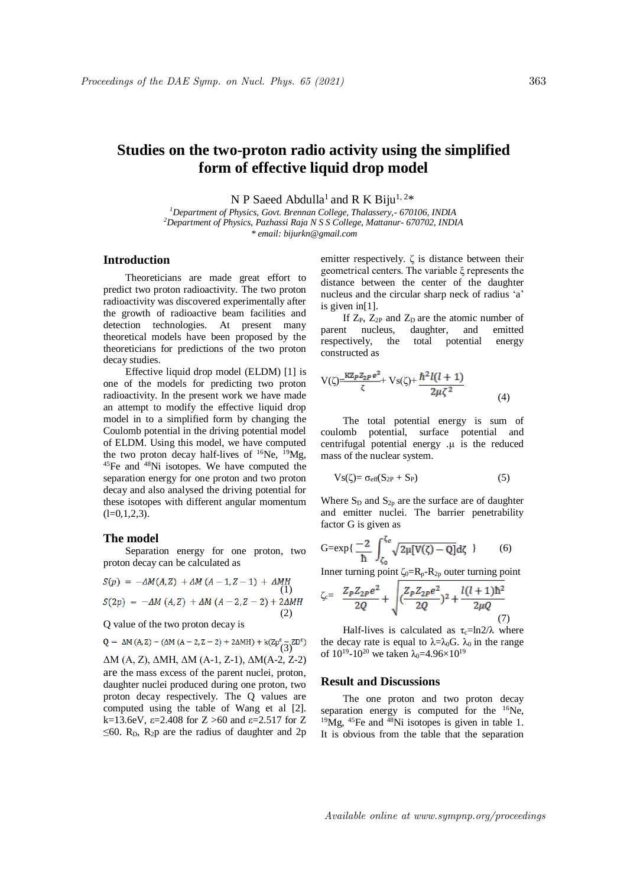# Studies on the two-proton radio activity using the simplified form of effective liquid drop model

N P Saeed Abdulla[1] and R K Biju[1, 2]*

[1]*Department of Physics, Govt. Brennan College, Thalassery,- 670106, INDIA*
[2]*Department of Physics, Pazhassi Raja N S S College, Mattanur- 670702, INDIA*
*\* email: bijurkn@gmail.com*

## Introduction

Theoreticians are made great effort to predict two proton radioactivity. The two proton radioactivity was discovered experimentally after the growth of radioactive beam facilities and detection technologies. At present many theoretical models have been proposed by the theoreticians for predictions of the two proton decay studies.

Effective liquid drop model (ELDM) [1] is one of the models for predicting two proton radioactivity. In the present work we have made an attempt to modify the effective liquid drop model in to a simplified form by changing the Coulomb potential in the driving potential model of ELDM. Using this model, we have computed the two proton decay half-lives of $^{16}$Ne, $^{19}$Mg, $^{45}$Fe and $^{48}$Ni isotopes. We have computed the separation energy for one proton and two proton decay and also analysed the driving potential for these isotopes with different angular momentum (l=0,1,2,3).

## The model

Separation energy for one proton, two proton decay can be calculated as

$$S(p) = -\Delta M(A, Z) + \Delta M(A-1, Z-1) + \Delta MH \quad (1)$$

$$S(2p) = -\Delta M(A, Z) + \Delta M(A-2, Z-2) + 2\Delta MH \quad (2)$$

Q value of the two proton decay is

$$Q = \Delta M(A, Z) - (\Delta M(A-2, Z-2) + 2\Delta MH) + k(Z_P^{\varepsilon} - Z_D^{\varepsilon}) \quad (3)$$

ΔM (A, Z), ΔMH, ΔM (A-1, Z-1), ΔM(A-2, Z-2) are the mass excess of the parent nuclei, proton, daughter nuclei produced during one proton, two proton decay respectively. The Q values are computed using the table of Wang et al [2]. k=13.6eV, ε=2.408 for Z >60 and ε=2.517 for Z ≤60. $R_D$, $R_{2p}$ are the radius of daughter and 2p emitter respectively. ζ is distance between their geometrical centers. The variable ξ represents the distance between the center of the daughter nucleus and the circular sharp neck of radius 'a' is given in[1].

If $Z_P$, $Z_{2P}$ and $Z_D$ are the atomic number of parent nucleus, daughter, and emitted respectively, the total potential energy constructed as

$$V(\zeta) = \frac{K Z_P Z_{2P} e^2}{\zeta} + V_s(\zeta) + \frac{\hbar^2 l(l+1)}{2\mu\zeta^2} \quad (4)$$

The total potential energy is sum of coulomb potential, surface potential and centrifugal potential energy .μ is the reduced mass of the nuclear system.

$$V_s(\zeta) = \sigma_{eff}(S_{2P} + S_P) \quad (5)$$

Where $S_D$ and $S_{2p}$ are the surface are of daughter and emitter nuclei. The barrier penetrability factor G is given as

$$G = \exp\left\{\frac{-2}{\hbar}\int_{\zeta_0}^{\zeta_c}\sqrt{2\mu[V(\zeta) - Q]}\,d\zeta\right\} \quad (6)$$

Inner turning point $\zeta_0 = R_p - R_{2p}$ outer turning point

$$\zeta_c = \frac{Z_P Z_{2P} e^2}{2Q} + \sqrt{\left(\frac{Z_P Z_{2P} e^2}{2Q}\right)^2 + \frac{l(l+1)\hbar^2}{2\mu Q}} \quad (7)$$

Half-lives is calculated as $\tau_c = \ln 2/\lambda$ where the decay rate is equal to $\lambda = \lambda_0 G$. $\lambda_0$ in the range of $10^{19}$-$10^{20}$ we taken $\lambda_0 = 4.96\times10^{19}$

## Result and Discussions

The one proton and two proton decay separation energy is computed for the $^{16}$Ne, $^{19}$Mg, $^{45}$Fe and $^{48}$Ni isotopes is given in table 1. It is obvious from the table that the separation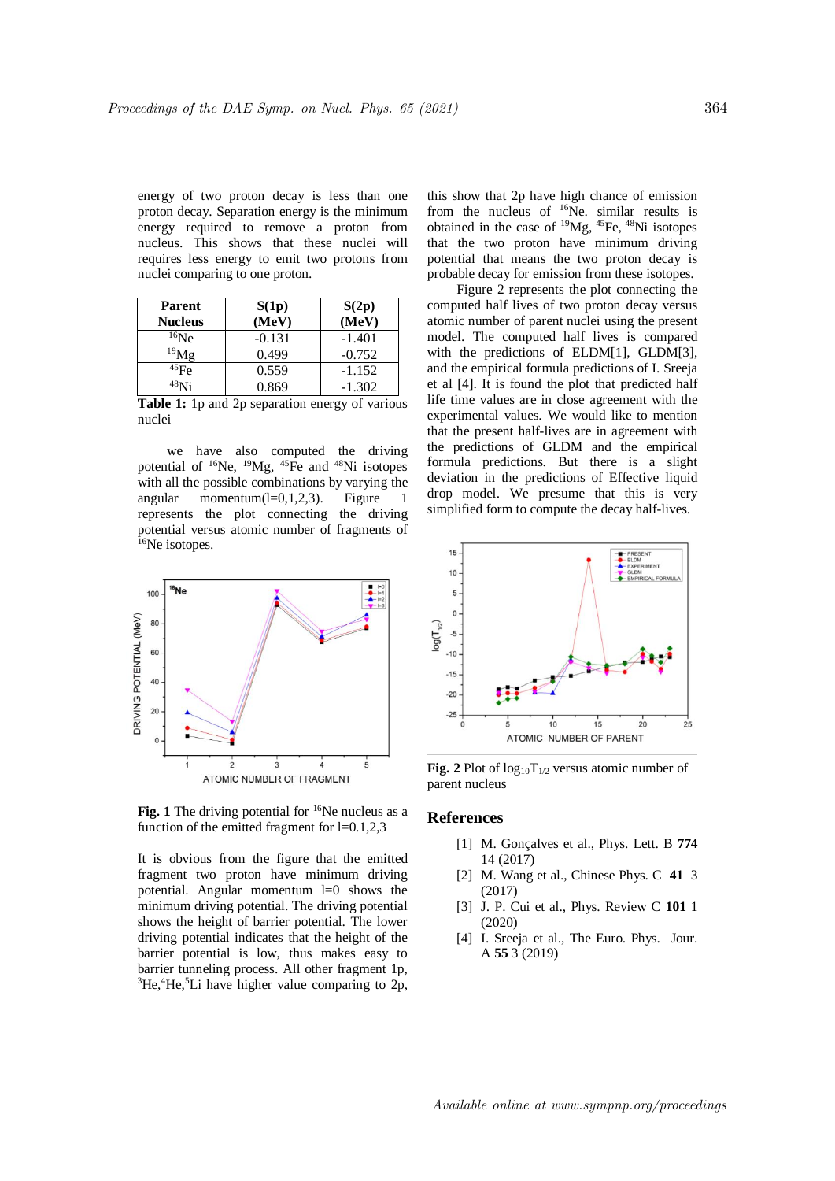energy of two proton decay is less than one proton decay. Separation energy is the minimum energy required to remove a proton from nucleus. This shows that these nuclei will requires less energy to emit two protons from nuclei comparing to one proton.

| Parent Nucleus | S(1p) (MeV) | S(2p) (MeV) |
|---|---|---|
| $^{16}$Ne | -0.131 | -1.401 |
| $^{19}$Mg | 0.499 | -0.752 |
| $^{45}$Fe | 0.559 | -1.152 |
| $^{48}$Ni | 0.869 | -1.302 |

**Table 1:** 1p and 2p separation energy of various nuclei

we have also computed the driving potential of $^{16}$Ne, $^{19}$Mg, $^{45}$Fe and $^{48}$Ni isotopes with all the possible combinations by varying the angular momentum(l=0,1,2,3). Figure 1 represents the plot connecting the driving potential versus atomic number of fragments of $^{16}$Ne isotopes.

$^{16}$Ne

l=0
l=1
l=2
l=3

DRIVING POTENTIAL (MeV)

100
80
60
40
20
0

1 2 3 4 5

ATOMIC NUMBER OF FRAGMENT

**Fig. 1** The driving potential for $^{16}$Ne nucleus as a function of the emitted fragment for l=0.1,2,3

It is obvious from the figure that the emitted fragment two proton have minimum driving potential. Angular momentum l=0 shows the minimum driving potential. The driving potential shows the height of barrier potential. The lower driving potential indicates that the height of the barrier potential is low, thus makes easy to barrier tunneling process. All other fragment 1p, $^{3}$He,$^{4}$He,$^{5}$Li have higher value comparing to 2p, this show that 2p have high chance of emission from the nucleus of $^{16}$Ne. similar results is obtained in the case of $^{19}$Mg, $^{45}$Fe, $^{48}$Ni isotopes that the two proton have minimum driving potential that means the two proton decay is probable decay for emission from these isotopes.

Figure 2 represents the plot connecting the computed half lives of two proton decay versus atomic number of parent nuclei using the present model. The computed half lives is compared with the predictions of ELDM[1], GLDM[3], and the empirical formula predictions of I. Sreeja et al [4]. It is found the plot that predicted half life time values are in close agreement with the experimental values. We would like to mention that the present half-lives are in agreement with the predictions of GLDM and the empirical formula predictions. But there is a slight deviation in the predictions of Effective liquid drop model. We presume that this is very simplified form to compute the decay half-lives.

PRESENT
ELDM
EXPERIMENT
GLDM
EMPIRICAL FORMULA

$\log(T_{1/2})$

15
10
5
0
-5
-10
-15
-20
-25

0 5 10 15 20 25

ATOMIC NUMBER OF PARENT

**Fig. 2** Plot of $\log_{10}T_{1/2}$ versus atomic number of parent nucleus

## References

[1] M. Gonçalves et al., Phys. Lett. B **774** 14 (2017)

[2] M. Wang et al., Chinese Phys. C **41** 3 (2017)

[3] J. P. Cui et al., Phys. Review C **101** 1 (2020)

[4] I. Sreeja et al., The Euro. Phys. Jour. A **55** 3 (2019)